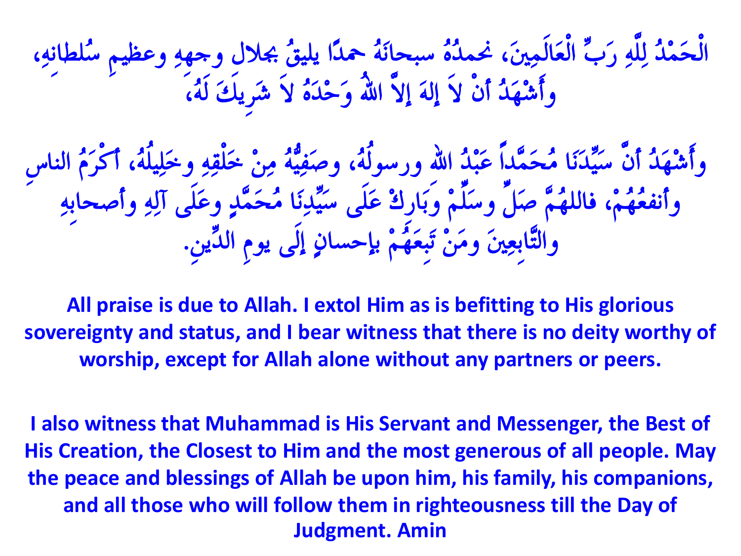الْحَمْدُ لِلَّهِ رَبِّ الْعَالَمِينَ، نحمدُهُ سبحانَهُ حمدًا يليقُ بجلالِ وجهِهِ وعظيمِ سُلطانِهِ، وأَشْهَدُ أَنْ لاَ إِلَهَ إِلاَّ اللهُ وَحْدَهُ لاَ شَرِيكَ لَهُ،

وأَشْهَدُ أنَّ سَيِّدَنَا مُحَمَّداً عَبْدُ اللهِ ورسولُهُ، وصَفِيُّهُ مِنْ خَلْقِهِ وخَلِيلُهُ، أَكْرَمُ الناسِ وأنفعُهُمْ، فاللهُمَّ صَلِّ وسَلِّمْ وَبَارِكْ عَلَى سَيِّدِنَا مُحَمَّدٍ وعَلَى آلِهِ وأصحابِهِ والتَّابِعِينَ ومَنْ تَبِعَهُمْ بإحسانٍ إِلَى يومِ الدِّينِ.

**All praise is due to Allah. I extol Him as is befitting to His glorious sovereignty and status, and I bear witness that there is no deity worthy of worship, except for Allah alone without any partners or peers.**

**I also witness that Muhammad is His Servant and Messenger, the Best of His Creation, the Closest to Him and the most generous of all people. May the peace and blessings of Allah be upon him, his family, his companions, and all those who will follow them in righteousness till the Day of Judgment. Amin**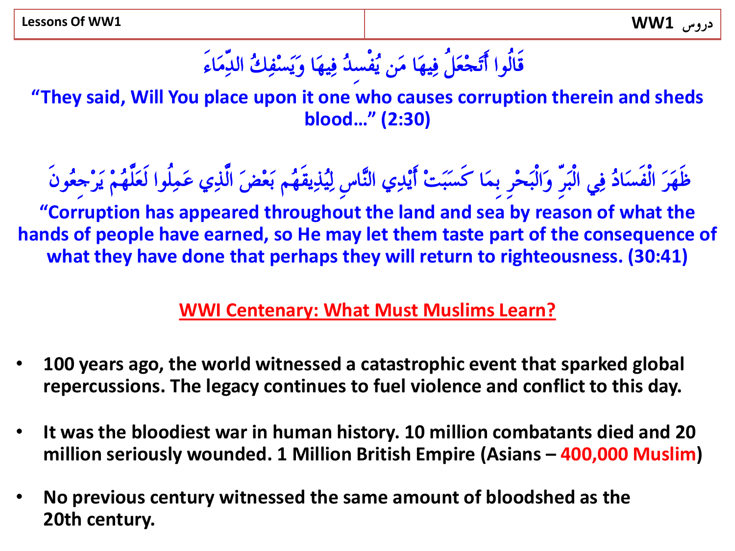| Lessons Of WW1 | دروس WW1 |
|---|---|

قَالُوا أَتَجْعَلُ فِيهَا مَن يُفْسِدُ فِيهَا وَيَسْفِكُ الدِّمَاءَ

**"They said, Will You place upon it one who causes corruption therein and sheds blood…" (2:30)**

ظَهَرَ الْفَسَادُ فِي الْبَرِّ وَالْبَحْرِ بِمَا كَسَبَتْ أَيْدِي النَّاسِ لِيُذِيقَهُم بَعْضَ الَّذِي عَمِلُوا لَعَلَّهُمْ يَرْجِعُونَ

**"Corruption has appeared throughout the land and sea by reason of what the hands of people have earned, so He may let them taste part of the consequence of what they have done that perhaps they will return to righteousness. (30:41)**

## WWI Centenary: What Must Muslims Learn?

- **100 years ago, the world witnessed a catastrophic event that sparked global repercussions. The legacy continues to fuel violence and conflict to this day.**
- **It was the bloodiest war in human history. 10 million combatants died and 20 million seriously wounded. 1 Million British Empire (Asians – 400,000 Muslim)**
- **No previous century witnessed the same amount of bloodshed as the 20th century.**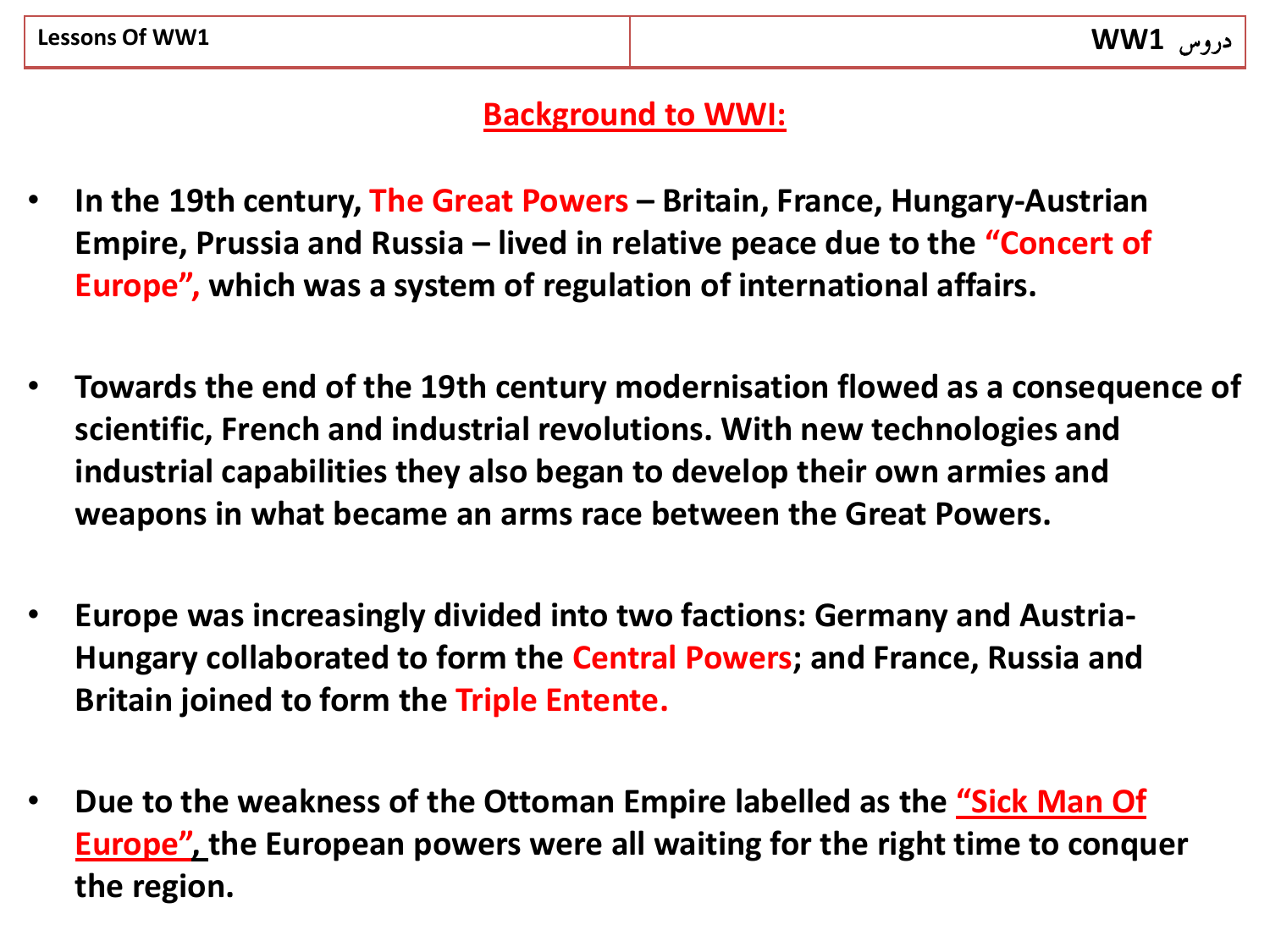## Background to WWI:

- In the 19th century, The Great Powers – Britain, France, Hungary-Austrian Empire, Prussia and Russia – lived in relative peace due to the "Concert of Europe", which was a system of regulation of international affairs.

- Towards the end of the 19th century modernisation flowed as a consequence of scientific, French and industrial revolutions. With new technologies and industrial capabilities they also began to develop their own armies and weapons in what became an arms race between the Great Powers.

- Europe was increasingly divided into two factions: Germany and Austria-Hungary collaborated to form the Central Powers; and France, Russia and Britain joined to form the Triple Entente.

- Due to the weakness of the Ottoman Empire labelled as the "Sick Man Of Europe", the European powers were all waiting for the right time to conquer the region.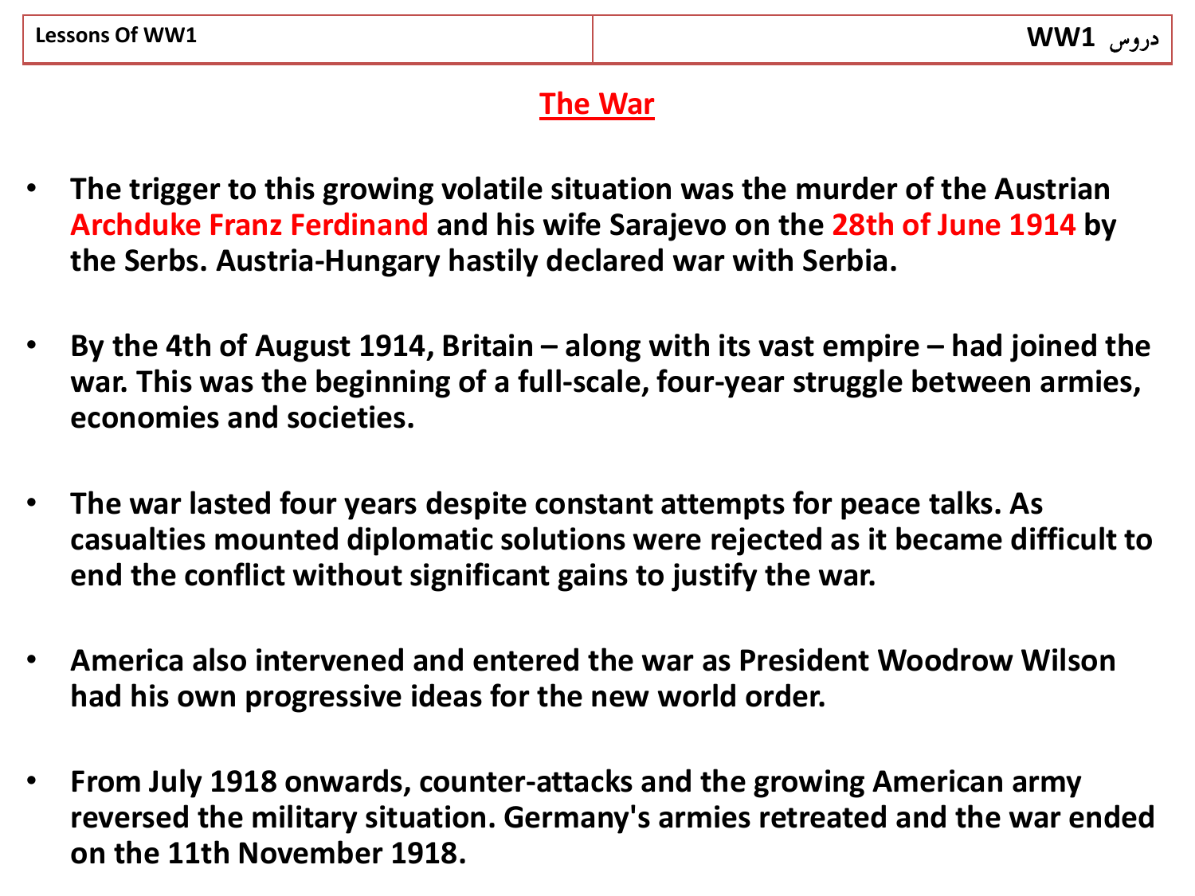## The War

- **The trigger to this growing volatile situation was the murder of the Austrian Archduke Franz Ferdinand and his wife Sarajevo on the 28th of June 1914 by the Serbs. Austria-Hungary hastily declared war with Serbia.**

- **By the 4th of August 1914, Britain – along with its vast empire – had joined the war. This was the beginning of a full-scale, four-year struggle between armies, economies and societies.**

- **The war lasted four years despite constant attempts for peace talks. As casualties mounted diplomatic solutions were rejected as it became difficult to end the conflict without significant gains to justify the war.**

- **America also intervened and entered the war as President Woodrow Wilson had his own progressive ideas for the new world order.**

- **From July 1918 onwards, counter-attacks and the growing American army reversed the military situation. Germany's armies retreated and the war ended on the 11th November 1918.**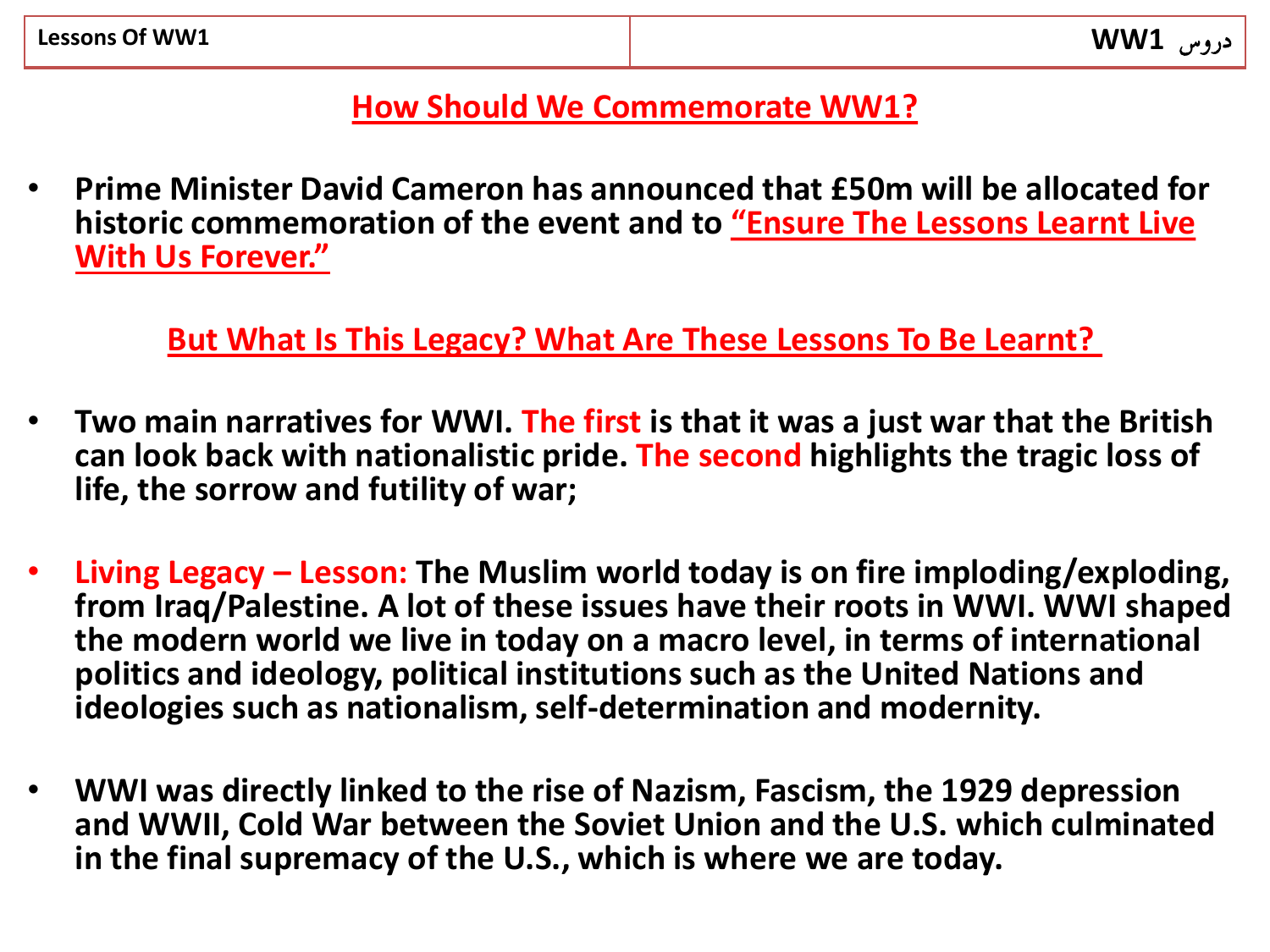## How Should We Commemorate WW1?

- **Prime Minister David Cameron has announced that £50m will be allocated for historic commemoration of the event and to "Ensure The Lessons Learnt Live With Us Forever."**

## But What Is This Legacy? What Are These Lessons To Be Learnt?

- **Two main narratives for WWI. The first is that it was a just war that the British can look back with nationalistic pride. The second highlights the tragic loss of life, the sorrow and futility of war;**

- **Living Legacy – Lesson: The Muslim world today is on fire imploding/exploding, from Iraq/Palestine. A lot of these issues have their roots in WWI. WWI shaped the modern world we live in today on a macro level, in terms of international politics and ideology, political institutions such as the United Nations and ideologies such as nationalism, self-determination and modernity.**

- **WWI was directly linked to the rise of Nazism, Fascism, the 1929 depression and WWII, Cold War between the Soviet Union and the U.S. which culminated in the final supremacy of the U.S., which is where we are today.**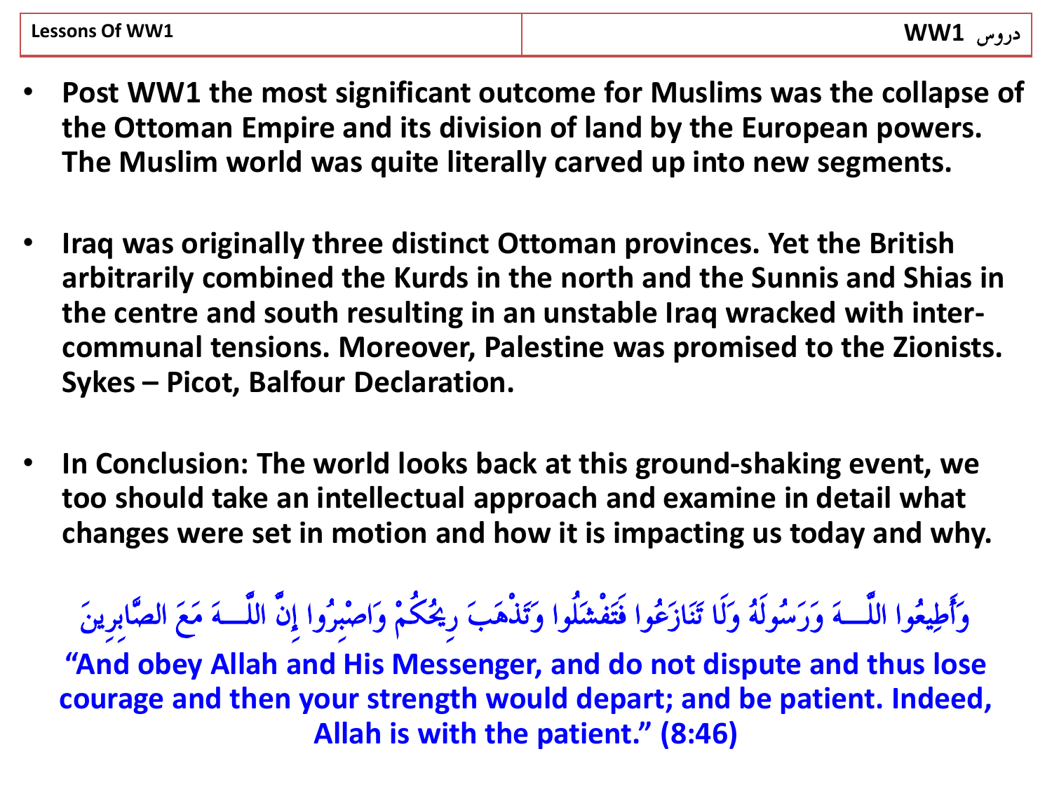| Lessons Of WW1 | دروس WW1 |
| --- | --- |

- **Post WW1 the most significant outcome for Muslims was the collapse of the Ottoman Empire and its division of land by the European powers. The Muslim world was quite literally carved up into new segments.**

- **Iraq was originally three distinct Ottoman provinces. Yet the British arbitrarily combined the Kurds in the north and the Sunnis and Shias in the centre and south resulting in an unstable Iraq wracked with inter-communal tensions. Moreover, Palestine was promised to the Zionists. Sykes – Picot, Balfour Declaration.**

- **In Conclusion: The world looks back at this ground-shaking event, we too should take an intellectual approach and examine in detail what changes were set in motion and how it is impacting us today and why.**

**وَأَطِيعُوا اللَّـهَ وَرَسُولَهُ وَلَا تَنَازَعُوا فَتَفْشَلُوا وَتَذْهَبَ رِيحُكُمْ وَاصْبِرُوا إِنَّ اللَّـهَ مَعَ الصَّابِرِينَ**

**"And obey Allah and His Messenger, and do not dispute and thus lose courage and then your strength would depart; and be patient. Indeed, Allah is with the patient." (8:46)**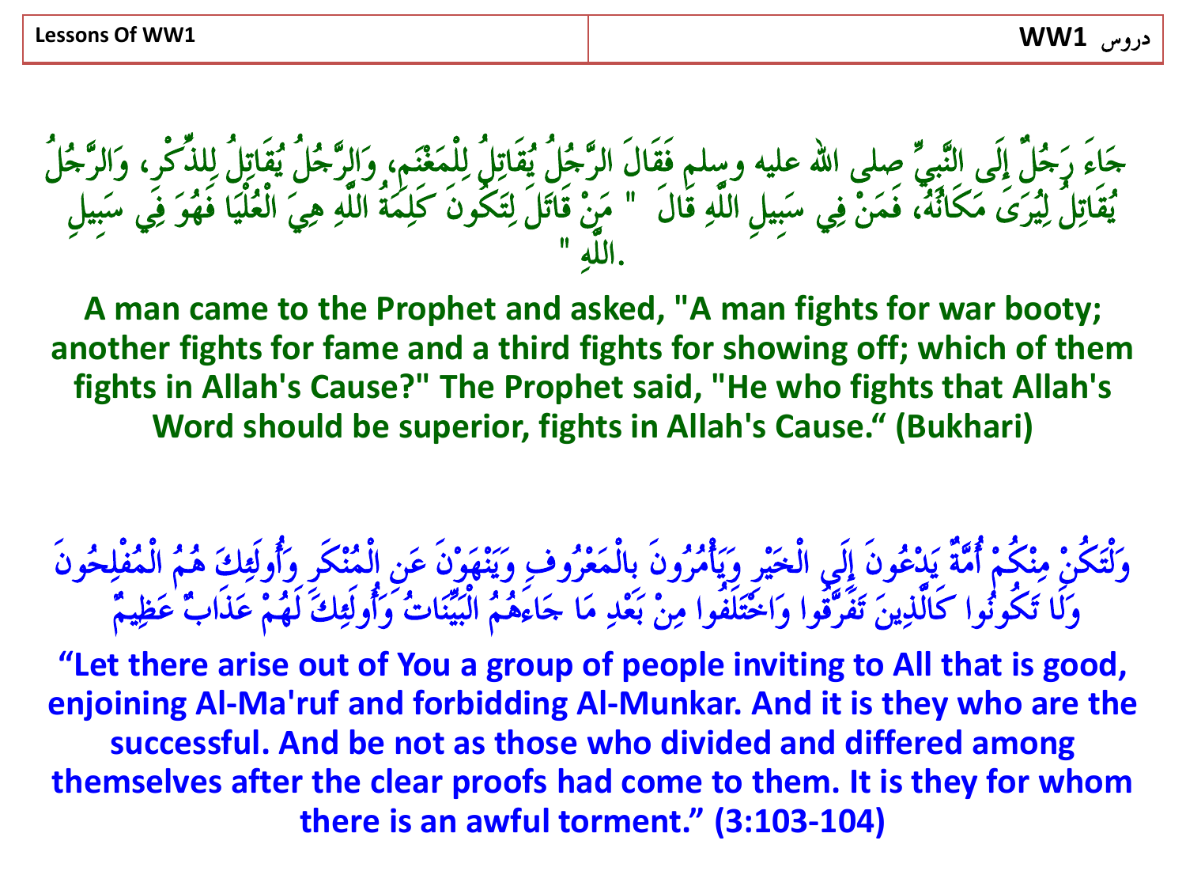جَاءَ رَجُلٌ إِلَى النَّبِيِّ صلى الله عليه وسلم فَقَالَ الرَّجُلُ يُقَاتِلُ لِلْمَغْنَمِ، وَالرَّجُلُ يُقَاتِلُ لِلذِّكْرِ، وَالرَّجُلُ يُقَاتِلُ لِيُرَى مَكَانُهُ، فَمَنْ فِي سَبِيلِ اللَّهِ قَالَ " مَنْ قَاتَلَ لِتَكُونَ كَلِمَةُ اللَّهِ هِيَ الْعُلْيَا فَهُوَ فِي سَبِيلِ اللَّهِ ".

**A man came to the Prophet and asked, "A man fights for war booty; another fights for fame and a third fights for showing off; which of them fights in Allah's Cause?" The Prophet said, "He who fights that Allah's Word should be superior, fights in Allah's Cause." (Bukhari)**

وَلْتَكُنْ مِنْكُمْ أُمَّةٌ يَدْعُونَ إِلَى الْخَيْرِ وَيَأْمُرُونَ بِالْمَعْرُوفِ وَيَنْهَوْنَ عَنِ الْمُنْكَرِ وَأُولَئِكَ هُمُ الْمُفْلِحُونَ
وَلَا تَكُونُوا كَالَّذِينَ تَفَرَّقُوا وَاخْتَلَفُوا مِنْ بَعْدِ مَا جَاءَهُمُ الْبَيِّنَاتُ وَأُولَئِكَ لَهُمْ عَذَابٌ عَظِيمٌ

**"Let there arise out of You a group of people inviting to All that is good, enjoining Al-Ma'ruf and forbidding Al-Munkar. And it is they who are the successful. And be not as those who divided and differed among themselves after the clear proofs had come to them. It is they for whom there is an awful torment." (3:103-104)**